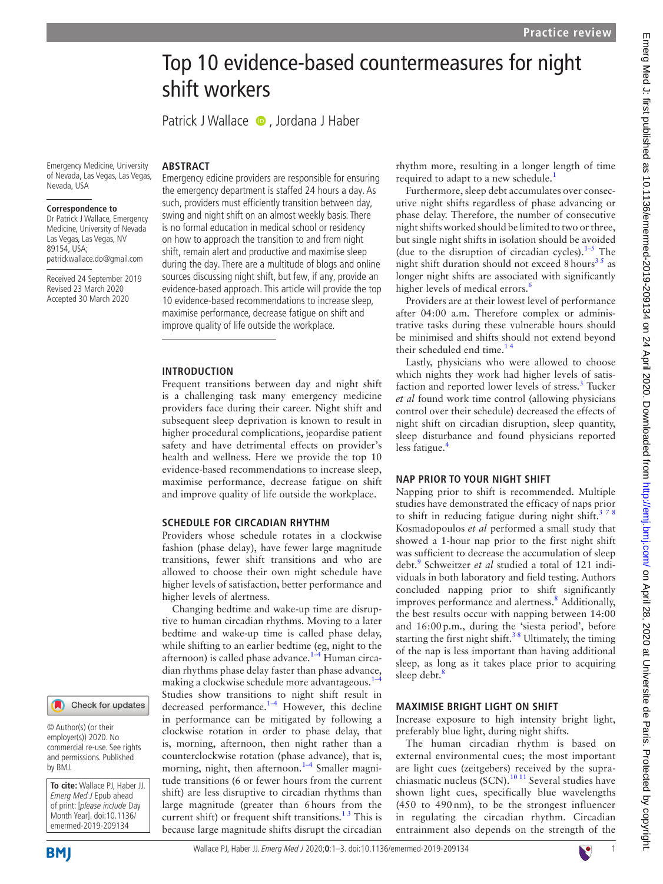# Top 10 evidence-based countermeasures for night shift workers

Patrick J Wallace, Jordana J Haber

Emergency Medicine, University of Nevada, Las Vegas, Las Vegas, Nevada, USA

**Correspondence to**
Dr Patrick J Wallace, Emergency Medicine, University of Nevada Las Vegas, Las Vegas, NV 89154, USA; patrickwallace.do@gmail.com

Received 24 September 2019
Revised 23 March 2020
Accepted 30 March 2020

© Author(s) (or their employer(s)) 2020. No commercial re-use. See rights and permissions. Published by BMJ.

**To cite:** Wallace PJ, Haber JJ. *Emerg Med J* Epub ahead of print: [*please include* Day Month Year]. doi:10.1136/emermed-2019-209134

## ABSTRACT

Emergency edicine providers are responsible for ensuring the emergency department is staffed 24 hours a day. As such, providers must efficiently transition between day, swing and night shift on an almost weekly basis. There is no formal education in medical school or residency on how to approach the transition to and from night shift, remain alert and productive and maximise sleep during the day. There are a multitude of blogs and online sources discussing night shift, but few, if any, provide an evidence-based approach. This article will provide the top 10 evidence-based recommendations to increase sleep, maximise performance, decrease fatigue on shift and improve quality of life outside the workplace.

## INTRODUCTION

Frequent transitions between day and night shift is a challenging task many emergency medicine providers face during their career. Night shift and subsequent sleep deprivation is known to result in higher procedural complications, jeopardise patient safety and have detrimental effects on provider's health and wellness. Here we provide the top 10 evidence-based recommendations to increase sleep, maximise performance, decrease fatigue on shift and improve quality of life outside the workplace.

## SCHEDULE FOR CIRCADIAN RHYTHM

Providers whose schedule rotates in a clockwise fashion (phase delay), have fewer large magnitude transitions, fewer shift transitions and who are allowed to choose their own night schedule have higher levels of satisfaction, better performance and higher levels of alertness.

Changing bedtime and wake-up time are disruptive to human circadian rhythms. Moving to a later bedtime and wake-up time is called phase delay, while shifting to an earlier bedtime (eg, night to the afternoon) is called phase advance.[1–4] Human circadian rhythms phase delay faster than phase advance, making a clockwise schedule more advantageous.[1–4] Studies show transitions to night shift result in decreased performance.[1–4] However, this decline in performance can be mitigated by following a clockwise rotation in order to phase delay, that is, morning, afternoon, then night rather than a counterclockwise rotation (phase advance), that is, morning, night, then afternoon.[1–4] Smaller magnitude transitions (6 or fewer hours from the current shift) are less disruptive to circadian rhythms than large magnitude (greater than 6 hours from the current shift) or frequent shift transitions.[1,3] This is because large magnitude shifts disrupt the circadian rhythm more, resulting in a longer length of time required to adapt to a new schedule.[1]

Furthermore, sleep debt accumulates over consecutive night shifts regardless of phase advancing or phase delay. Therefore, the number of consecutive night shifts worked should be limited to two or three, but single night shifts in isolation should be avoided (due to the disruption of circadian cycles).[1–5] The night shift duration should not exceed 8 hours[3,5] as longer night shifts are associated with significantly higher levels of medical errors.[6]

Providers are at their lowest level of performance after 04:00 a.m. Therefore complex or administrative tasks during these vulnerable hours should be minimised and shifts should not extend beyond their scheduled end time.[1,4]

Lastly, physicians who were allowed to choose which nights they work had higher levels of satisfaction and reported lower levels of stress.[3] Tucker *et al* found work time control (allowing physicians control over their schedule) decreased the effects of night shift on circadian disruption, sleep quantity, sleep disturbance and found physicians reported less fatigue.[4]

## NAP PRIOR TO YOUR NIGHT SHIFT

Napping prior to shift is recommended. Multiple studies have demonstrated the efficacy of naps prior to shift in reducing fatigue during night shift.[3,7,8] Kosmadopoulos *et al* performed a small study that showed a 1-hour nap prior to the first night shift was sufficient to decrease the accumulation of sleep debt.[9] Schweitzer *et al* studied a total of 121 individuals in both laboratory and field testing. Authors concluded napping prior to shift significantly improves performance and alertness.[8] Additionally, the best results occur with napping between 14:00 and 16:00 p.m., during the 'siesta period', before starting the first night shift.[3,8] Ultimately, the timing of the nap is less important than having additional sleep, as long as it takes place prior to acquiring sleep debt.[8]

## MAXIMISE BRIGHT LIGHT ON SHIFT

Increase exposure to high intensity bright light, preferably blue light, during night shifts.

The human circadian rhythm is based on external environmental cues; the most important are light cues (zeitgebers) received by the suprachiasmatic nucleus (SCN).[10,11] Several studies have shown light cues, specifically blue wavelengths (450 to 490 nm), to be the strongest influencer in regulating the circadian rhythm. Circadian entrainment also depends on the strength of the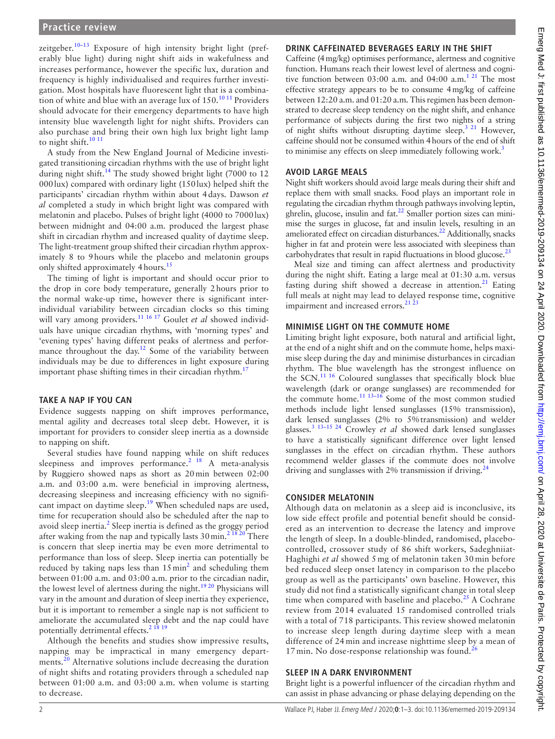zeitgeber.[10–13] Exposure of high intensity bright light (preferably blue light) during night shift aids in wakefulness and increases performance, however the specific lux, duration and frequency is highly individualised and requires further investigation. Most hospitals have fluorescent light that is a combination of white and blue with an average lux of 150.[10 11] Providers should advocate for their emergency departments to have high intensity blue wavelength light for night shifts. Providers can also purchase and bring their own high lux bright light lamp to night shift.[10 11]

A study from the New England Journal of Medicine investigated transitioning circadian rhythms with the use of bright light during night shift.[14] The study showed bright light (7000 to 12 000 lux) compared with ordinary light (150 lux) helped shift the participants' circadian rhythm within about 4 days. Dawson *et al* completed a study in which bright light was compared with melatonin and placebo. Pulses of bright light (4000 to 7000 lux) between midnight and 04:00 a.m. produced the largest phase shift in circadian rhythm and increased quality of daytime sleep. The light-treatment group shifted their circadian rhythm approximately 8 to 9 hours while the placebo and melatonin groups only shifted approximately 4 hours.[15]

The timing of light is important and should occur prior to the drop in core body temperature, generally 2 hours prior to the normal wake-up time, however there is significant inter-individual variability between circadian clocks so this timing will vary among providers.[11 16 17] Goulet *et al* showed individuals have unique circadian rhythms, with 'morning types' and 'evening types' having different peaks of alertness and performance throughout the day.[12] Some of the variability between individuals may be due to differences in light exposure during important phase shifting times in their circadian rhythm.[17]

## TAKE A NAP IF YOU CAN

Evidence suggests napping on shift improves performance, mental agility and decreases total sleep debt. However, it is important for providers to consider sleep inertia as a downside to napping on shift.

Several studies have found napping while on shift reduces sleepiness and improves performance.[2 18] A meta-analysis by Ruggiero showed naps as short as 20 min between 02:00 a.m. and 03:00 a.m. were beneficial in improving alertness, decreasing sleepiness and increasing efficiency with no significant impact on daytime sleep.[19] When scheduled naps are used, time for recuperation should also be scheduled after the nap to avoid sleep inertia.[2] Sleep inertia is defined as the groggy period after waking from the nap and typically lasts 30 min.[2 18 20] There is concern that sleep inertia may be even more detrimental to performance than loss of sleep. Sleep inertia can potentially be reduced by taking naps less than 15 min[2] and scheduling them between 01:00 a.m. and 03:00 a.m. prior to the circadian nadir, the lowest level of alertness during the night.[19 20] Physicians will vary in the amount and duration of sleep inertia they experience, but it is important to remember a single nap is not sufficient to ameliorate the accumulated sleep debt and the nap could have potentially detrimental effects.[2 18 19]

Although the benefits and studies show impressive results, napping may be impractical in many emergency departments.[20] Alternative solutions include decreasing the duration of night shifts and rotating providers through a scheduled nap between 01:00 a.m. and 03:00 a.m. when volume is starting to decrease.

## DRINK CAFFEINATED BEVERAGES EARLY IN THE SHIFT

Caffeine (4 mg/kg) optimises performance, alertness and cognitive function. Humans reach their lowest level of alertness and cognitive function between 03:00 a.m. and 04:00 a.m.[1 21] The most effective strategy appears to be to consume 4 mg/kg of caffeine between 12:20 a.m. and 01:20 a.m. This regimen has been demonstrated to decrease sleep tendency on the night shift, and enhance performance of subjects during the first two nights of a string of night shifts without disrupting daytime sleep.[3 21] However, caffeine should not be consumed within 4 hours of the end of shift to minimise any effects on sleep immediately following work.[3]

## AVOID LARGE MEALS

Night shift workers should avoid large meals during their shift and replace them with small snacks. Food plays an important role in regulating the circadian rhythm through pathways involving leptin, ghrelin, glucose, insulin and fat.[22] Smaller portion sizes can minimise the surges in glucose, fat and insulin levels, resulting in an ameliorated effect on circadian disturbances.[22] Additionally, snacks higher in fat and protein were less associated with sleepiness than carbohydrates that result in rapid fluctuations in blood glucose.[23]

Meal size and timing can affect alertness and productivity during the night shift. Eating a large meal at 01:30 a.m. versus fasting during shift showed a decrease in attention.[21] Eating full meals at night may lead to delayed response time, cognitive impairment and increased errors.[21 23]

## MINIMISE LIGHT ON THE COMMUTE HOME

Limiting bright light exposure, both natural and artificial light, at the end of a night shift and on the commute home, helps maximise sleep during the day and minimise disturbances in circadian rhythm. The blue wavelength has the strongest influence on the SCN.[11 16] Coloured sunglasses that specifically block blue wavelength (dark or orange sunglasses) are recommended for the commute home.[11 13–16] Some of the most common studied methods include light lensed sunglasses (15% transmission), dark lensed sunglasses (2% to 5% transmission) and welder glasses.[3 13–15 24] Crowley *et al* showed dark lensed sunglasses to have a statistically significant difference over light lensed sunglasses in the effect on circadian rhythm. These authors recommend welder glasses if the commute does not involve driving and sunglasses with 2% transmission if driving.[24]

## CONSIDER MELATONIN

Although data on melatonin as a sleep aid is inconclusive, its low side effect profile and potential benefit should be considered as an intervention to decrease the latency and improve the length of sleep. In a double-blinded, randomised, placebo-controlled, crossover study of 86 shift workers, Sadeghniiat-Haghighi *et al* showed 5 mg of melatonin taken 30 min before bed reduced sleep onset latency in comparison to the placebo group as well as the participants' own baseline. However, this study did not find a statistically significant change in total sleep time when compared with baseline and placebo.[25] A Cochrane review from 2014 evaluated 15 randomised controlled trials with a total of 718 participants. This review showed melatonin to increase sleep length during daytime sleep with a mean difference of 24 min and increase nighttime sleep by a mean of 17 min. No dose-response relationship was found.[26]

## SLEEP IN A DARK ENVIRONMENT

Bright light is a powerful influencer of the circadian rhythm and can assist in phase advancing or phase delaying depending on the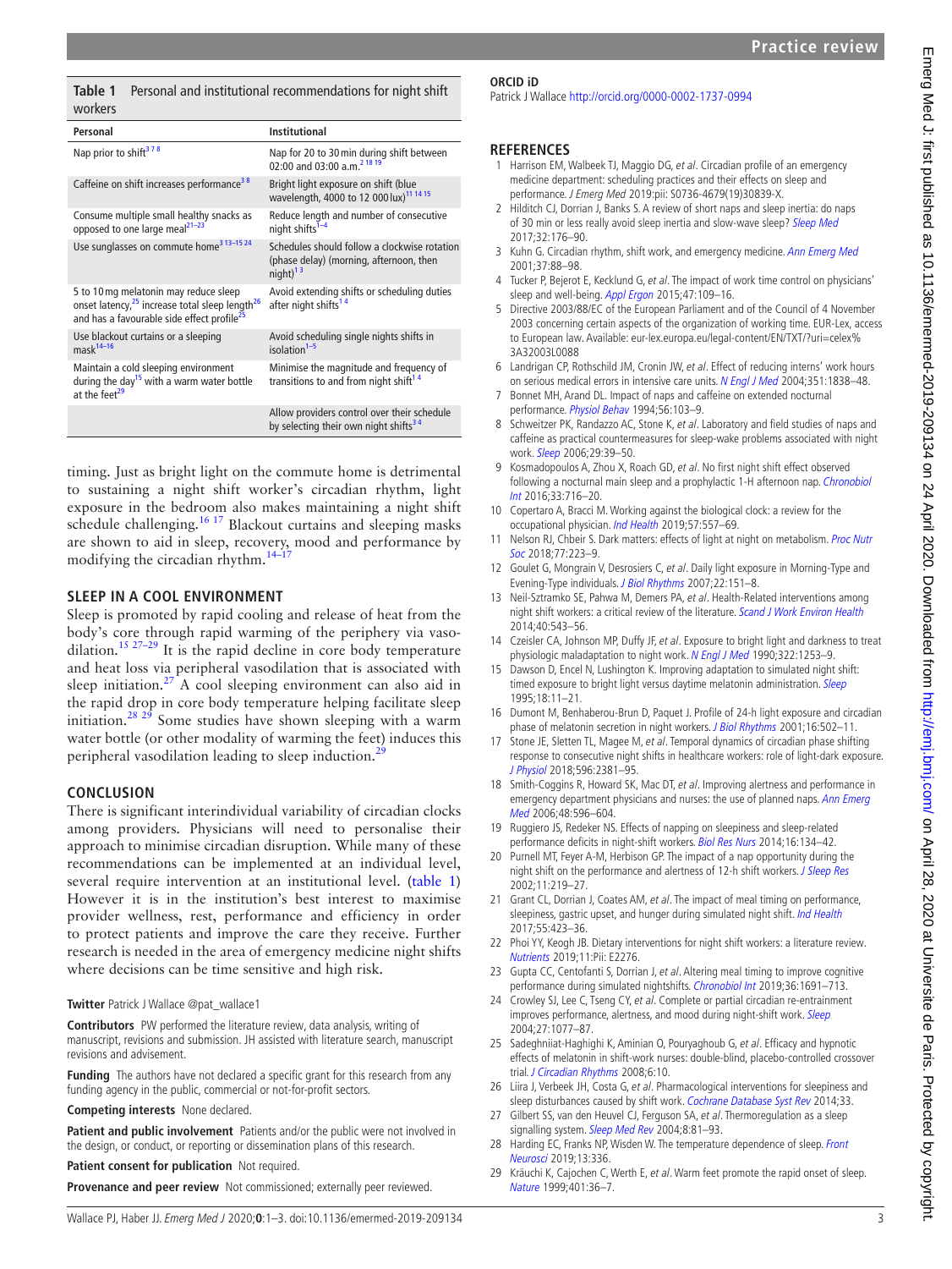**Table 1** Personal and institutional recommendations for night shift workers

| Personal | Institutional |
|---|---|
| Nap prior to shift[3 7 8] | Nap for 20 to 30 min during shift between 02:00 and 03:00 a.m.[2 18 19] |
| Caffeine on shift increases performance[3 8] | Bright light exposure on shift (blue wavelength, 4000 to 12 000 lux)[11 14 15] |
| Consume multiple small healthy snacks as opposed to one large meal[21–23] | Reduce length and number of consecutive night shifts[1–4] |
| Use sunglasses on commute home[3 13–15 24] | Schedules should follow a clockwise rotation (phase delay) (morning, afternoon, then night)[1 3] |
| 5 to 10 mg melatonin may reduce sleep onset latency,[25] increase total sleep length[26] and has a favourable side effect profile[25] | Avoid extending shifts or scheduling duties after night shifts[1 4] |
| Use blackout curtains or a sleeping mask[14–16] | Avoid scheduling single nights shifts in isolation[1–5] |
| Maintain a cold sleeping environment during the day[15] with a warm water bottle at the feet[29] | Minimise the magnitude and frequency of transitions to and from night shift[1 4] |
| | Allow providers control over their schedule by selecting their own night shifts[3 4] |

timing. Just as bright light on the commute home is detrimental to sustaining a night shift worker's circadian rhythm, light exposure in the bedroom also makes maintaining a night shift schedule challenging.[16 17] Blackout curtains and sleeping masks are shown to aid in sleep, recovery, mood and performance by modifying the circadian rhythm.[14–17]

## SLEEP IN A COOL ENVIRONMENT

Sleep is promoted by rapid cooling and release of heat from the body's core through rapid warming of the periphery via vasodilation.[15 27–29] It is the rapid decline in core body temperature and heat loss via peripheral vasodilation that is associated with sleep initiation.[27] A cool sleeping environment can also aid in the rapid drop in core body temperature helping facilitate sleep initiation.[28 29] Some studies have shown sleeping with a warm water bottle (or other modality of warming the feet) induces this peripheral vasodilation leading to sleep induction.[29]

## CONCLUSION

There is significant interindividual variability of circadian clocks among providers. Physicians will need to personalise their approach to minimise circadian disruption. While many of these recommendations can be implemented at an individual level, several require intervention at an institutional level. (table 1) However it is in the institution's best interest to maximise provider wellness, rest, performance and efficiency in order to protect patients and improve the care they receive. Further research is needed in the area of emergency medicine night shifts where decisions can be time sensitive and high risk.

**Twitter** Patrick J Wallace @pat_wallace1

**Contributors** PW performed the literature review, data analysis, writing of manuscript, revisions and submission. JH assisted with literature search, manuscript revisions and advisement.

**Funding** The authors have not declared a specific grant for this research from any funding agency in the public, commercial or not-for-profit sectors.

**Competing interests** None declared.

**Patient and public involvement** Patients and/or the public were not involved in the design, or conduct, or reporting or dissemination plans of this research.

**Patient consent for publication** Not required.

**Provenance and peer review** Not commissioned; externally peer reviewed.

### ORCID iD

Patrick J Wallace http://orcid.org/0000-0002-1737-0994

## REFERENCES

1. Harrison EM, Walbeek TJ, Maggio DG, *et al*. Circadian profile of an emergency medicine department: scheduling practices and their effects on sleep and performance. *J Emerg Med* 2019:pii: S0736-4679(19)30839-X.
2. Hilditch CJ, Dorrian J, Banks S. A review of short naps and sleep inertia: do naps of 30 min or less really avoid sleep inertia and slow-wave sleep? *Sleep Med* 2017;32:176–90.
3. Kuhn G. Circadian rhythm, shift work, and emergency medicine. *Ann Emerg Med* 2001;37:88–98.
4. Tucker P, Bejerot E, Kecklund G, *et al*. The impact of work time control on physicians' sleep and well-being. *Appl Ergon* 2015;47:109–16.
5. Directive 2003/88/EC of the European Parliament and of the Council of 4 November 2003 concerning certain aspects of the organization of working time. EUR-Lex, access to European law. Available: eur-lex.europa.eu/legal-content/EN/TXT/?uri=celex%3A32003L0088
6. Landrigan CP, Rothschild JM, Cronin JW, *et al*. Effect of reducing interns' work hours on serious medical errors in intensive care units. *N Engl J Med* 2004;351:1838–48.
7. Bonnet MH, Arand DL. Impact of naps and caffeine on extended nocturnal performance. *Physiol Behav* 1994;56:103–9.
8. Schweitzer PK, Randazzo AC, Stone K, *et al*. Laboratory and field studies of naps and caffeine as practical countermeasures for sleep-wake problems associated with night work. *Sleep* 2006;29:39–50.
9. Kosmadopoulos A, Zhou X, Roach GD, *et al*. No first night shift effect observed following a nocturnal main sleep and a prophylactic 1-H afternoon nap. *Chronobiol Int* 2016;33:716–20.
10. Copertaro A, Bracci M. Working against the biological clock: a review for the occupational physician. *Ind Health* 2019;57:557–69.
11. Nelson RJ, Chbeir S. Dark matters: effects of light at night on metabolism. *Proc Nutr Soc* 2018;77:223–9.
12. Goulet G, Mongrain V, Desrosiers C, *et al*. Daily light exposure in Morning-Type and Evening-Type individuals. *J Biol Rhythms* 2007;22:151–8.
13. Neil-Sztramko SE, Pahwa M, Demers PA, *et al*. Health-Related interventions among night shift workers: a critical review of the literature. *Scand J Work Environ Health* 2014;40:543–56.
14. Czeisler CA, Johnson MP, Duffy JF, *et al*. Exposure to bright light and darkness to treat physiologic maladaptation to night work. *N Engl J Med* 1990;322:1253–9.
15. Dawson D, Encel N, Lushington K. Improving adaptation to simulated night shift: timed exposure to bright light versus daytime melatonin administration. *Sleep* 1995;18:11–21.
16. Dumont M, Benhaberou-Brun D, Paquet J. Profile of 24-h light exposure and circadian phase of melatonin secretion in night workers. *J Biol Rhythms* 2001;16:502–11.
17. Stone JE, Sletten TL, Magee M, *et al*. Temporal dynamics of circadian phase shifting response to consecutive night shifts in healthcare workers: role of light-dark exposure. *J Physiol* 2018;596:2381–95.
18. Smith-Coggins R, Howard SK, Mac DT, *et al*. Improving alertness and performance in emergency department physicians and nurses: the use of planned naps. *Ann Emerg Med* 2006;48:596–604.
19. Ruggiero JS, Redeker NS. Effects of napping on sleepiness and sleep-related performance deficits in night-shift workers. *Biol Res Nurs* 2014;16:134–42.
20. Purnell MT, Feyer A-M, Herbison GP. The impact of a nap opportunity during the night shift on the performance and alertness of 12-h shift workers. *J Sleep Res* 2002;11:219–27.
21. Grant CL, Dorrian J, Coates AM, *et al*. The impact of meal timing on performance, sleepiness, gastric upset, and hunger during simulated night shift. *Ind Health* 2017;55:423–36.
22. Phoi YY, Keogh JB. Dietary interventions for night shift workers: a literature review. *Nutrients* 2019;11:Pii: E2276.
23. Gupta CC, Centofanti S, Dorrian J, *et al*. Altering meal timing to improve cognitive performance during simulated nightshifts. *Chronobiol Int* 2019;36:1691–713.
24. Crowley SJ, Lee C, Tseng CY, *et al*. Complete or partial circadian re-entrainment improves performance, alertness, and mood during night-shift work. *Sleep* 2004;27:1077–87.
25. Sadeghniiat-Haghighi K, Aminian O, Pouryaghoub G, *et al*. Efficacy and hypnotic effects of melatonin in shift-work nurses: double-blind, placebo-controlled crossover trial. *J Circadian Rhythms* 2008;6:10.
26. Liira J, Verbeek JH, Costa G, *et al*. Pharmacological interventions for sleepiness and sleep disturbances caused by shift work. *Cochrane Database Syst Rev* 2014;33.
27. Gilbert SS, van den Heuvel CJ, Ferguson SA, *et al*. Thermoregulation as a sleep signalling system. *Sleep Med Rev* 2004;8:81–93.
28. Harding EC, Franks NP, Wisden W. The temperature dependence of sleep. *Front Neurosci* 2019;13:336.
29. Kräuchi K, Cajochen C, Werth E, *et al*. Warm feet promote the rapid onset of sleep. *Nature* 1999;401:36–7.